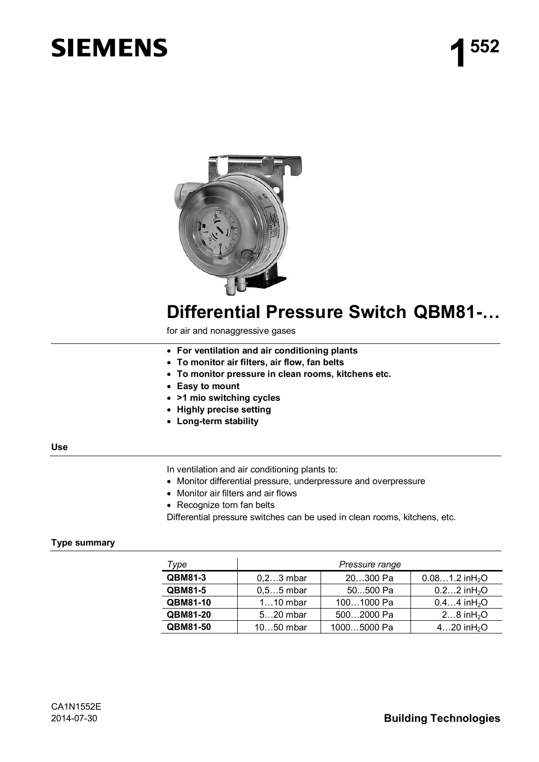# SIEMENS

**1 552**

# Differential Pressure Switch QBM81-…

for air and nonaggressive gases

- **For ventilation and air conditioning plants**
- **To monitor air filters, air flow, fan belts**
- **To monitor pressure in clean rooms, kitchens etc.**
- **Easy to mount**
- **>1 mio switching cycles**
- **Highly precise setting**
- **Long-term stability**

## Use

In ventilation and air conditioning plants to:

- Monitor differential pressure, underpressure and overpressure
- Monitor air filters and air flows
- Recognize torn fan belts

Differential pressure switches can be used in clean rooms, kitchens, etc.

## Type summary

| *Type* | *Pressure range* | | |
|---|---|---|---|
| **QBM81-3** | 0,2…3 mbar | 20…300 Pa | 0.08…1.2 in$H_2O$ |
| **QBM81-5** | 0,5…5 mbar | 50…500 Pa | 0.2…2 in$H_2O$ |
| **QBM81-10** | 1…10 mbar | 100…1000 Pa | 0.4…4 in$H_2O$ |
| **QBM81-20** | 5…20 mbar | 500…2000 Pa | 2…8 in$H_2O$ |
| **QBM81-50** | 10…50 mbar | 1000…5000 Pa | 4…20 in$H_2O$ |

CA1N1552E
2014-07-30

**Building Technologies**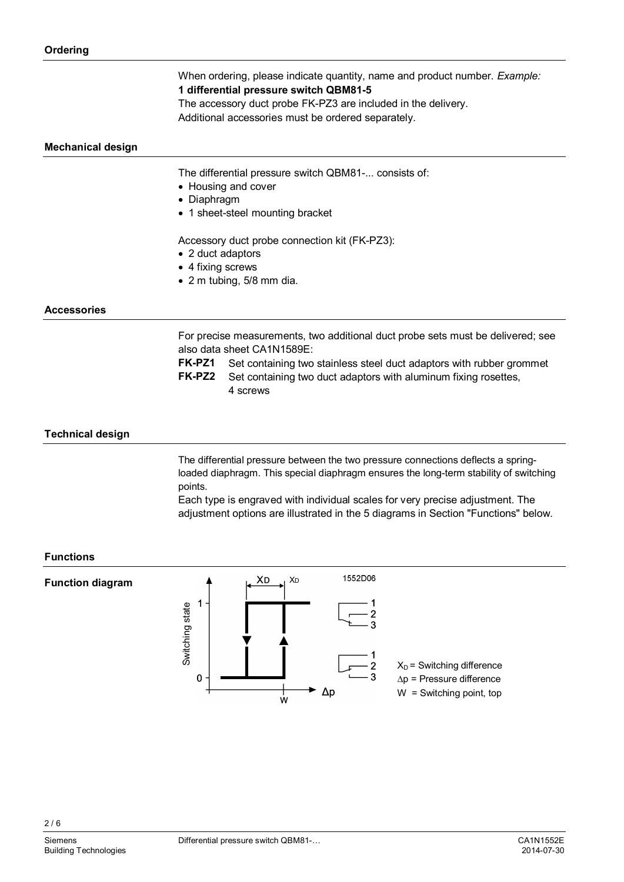## Ordering

When ordering, please indicate quantity, name and product number. *Example:*
**1 differential pressure switch QBM81-5**
The accessory duct probe FK-PZ3 are included in the delivery.
Additional accessories must be ordered separately.

## Mechanical design

The differential pressure switch QBM81-... consists of:

- Housing and cover
- Diaphragm
- 1 sheet-steel mounting bracket

Accessory duct probe connection kit (FK-PZ3):

- 2 duct adaptors
- 4 fixing screws
- 2 m tubing, 5/8 mm dia.

## Accessories

For precise measurements, two additional duct probe sets must be delivered; see also data sheet CA1N1589E:

**FK-PZ1** Set containing two stainless steel duct adaptors with rubber grommet
**FK-PZ2** Set containing two duct adaptors with aluminum fixing rosettes, 4 screws

## Technical design

The differential pressure between the two pressure connections deflects a spring-loaded diaphragm. This special diaphragm ensures the long-term stability of switching points.
Each type is engraved with individual scales for very precise adjustment. The adjustment options are illustrated in the 5 diagrams in Section "Functions" below.

## Functions

### Function diagram

$X_D$ = Switching difference
$\Delta p$ = Pressure difference
W = Switching point, top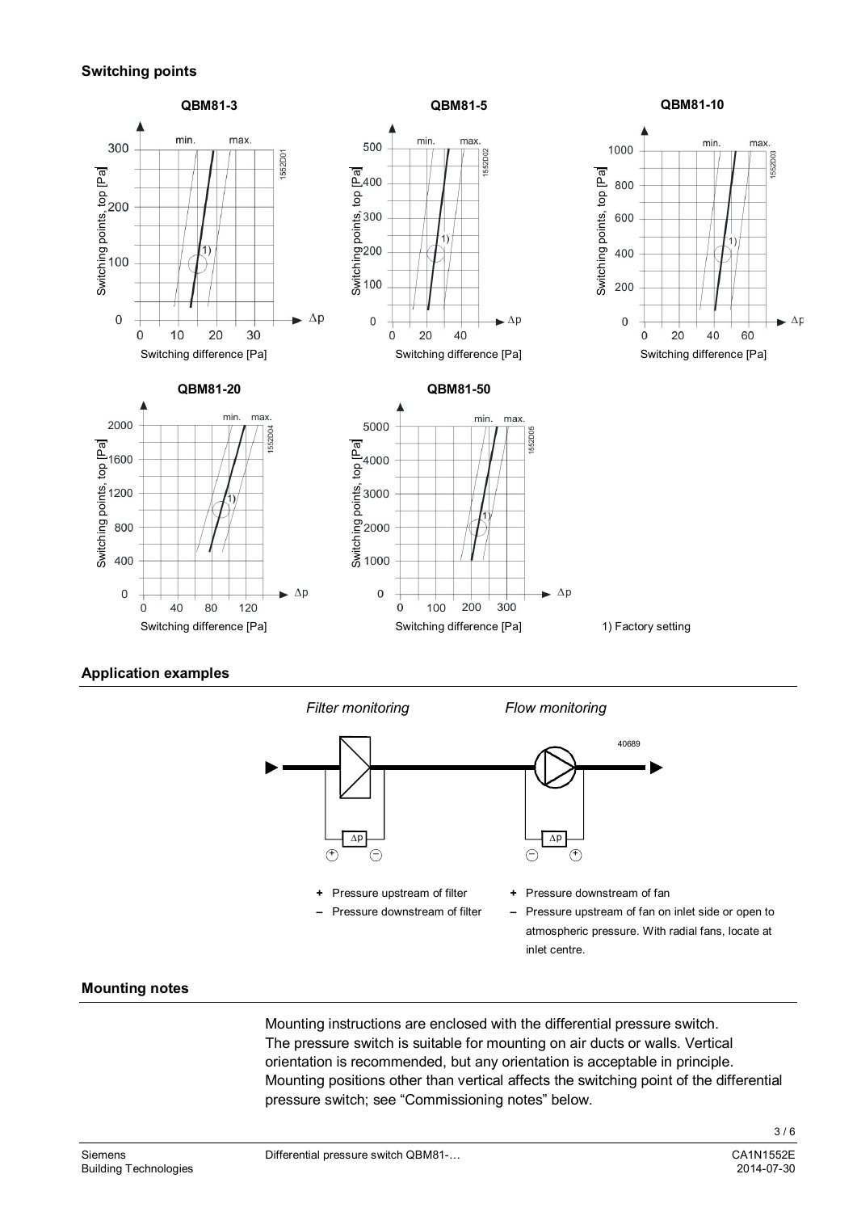## Switching points

**QBM81-3**

**QBM81-5**

**QBM81-10**

**QBM81-20**

**QBM81-50**

1) Factory setting

## Application examples

*Filter monitoring*

**+** Pressure upstream of filter

**–** Pressure downstream of filter

*Flow monitoring*

**+** Pressure downstream of fan

**–** Pressure upstream of fan on inlet side or open to atmospheric pressure. With radial fans, locate at inlet centre.

## Mounting notes

Mounting instructions are enclosed with the differential pressure switch. The pressure switch is suitable for mounting on air ducts or walls. Vertical orientation is recommended, but any orientation is acceptable in principle. Mounting positions other than vertical affects the switching point of the differential pressure switch; see "Commissioning notes" below.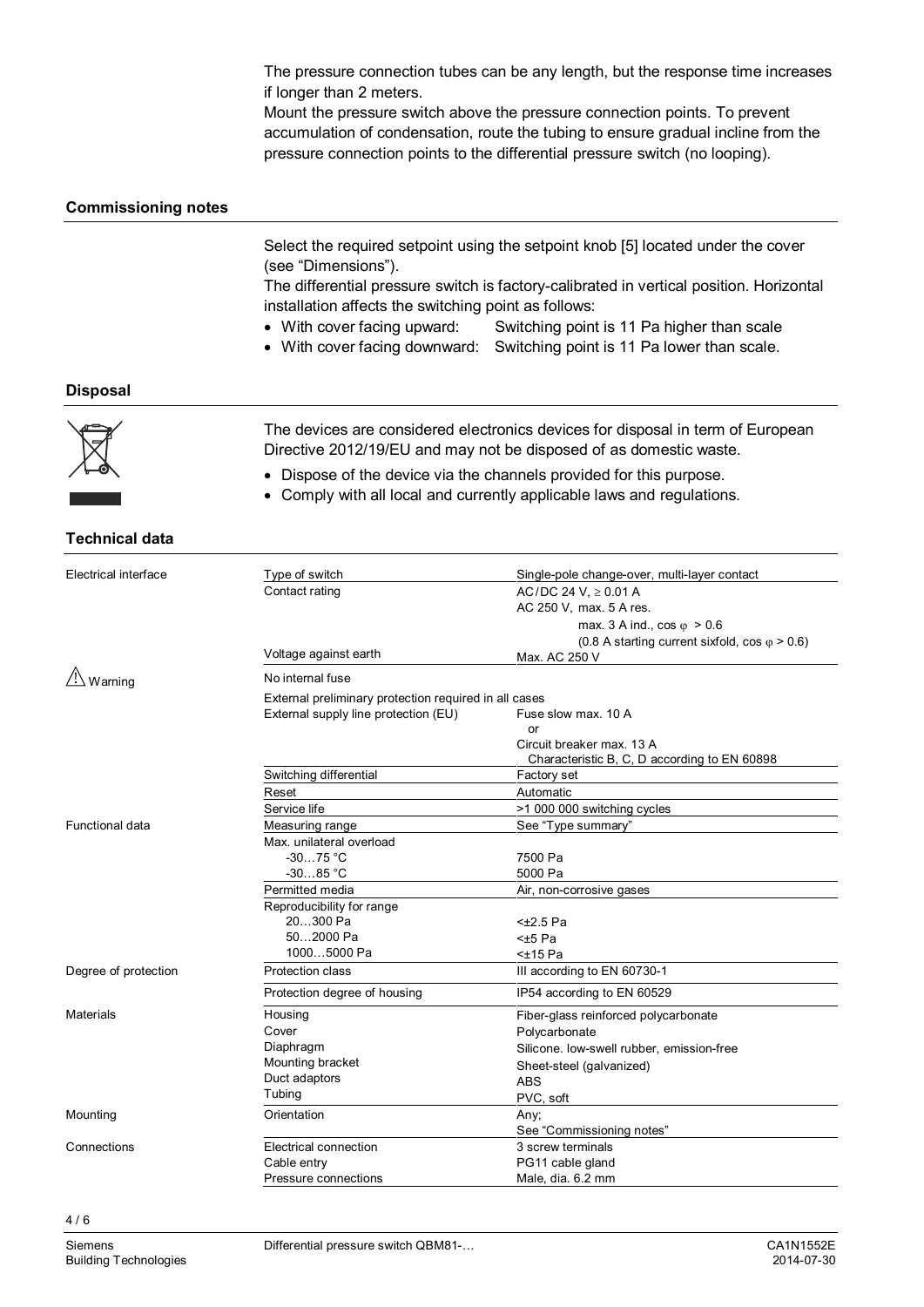The pressure connection tubes can be any length, but the response time increases if longer than 2 meters.
Mount the pressure switch above the pressure connection points. To prevent accumulation of condensation, route the tubing to ensure gradual incline from the pressure connection points to the differential pressure switch (no looping).

## Commissioning notes

Select the required setpoint using the setpoint knob [5] located under the cover (see "Dimensions").
The differential pressure switch is factory-calibrated in vertical position. Horizontal installation affects the switching point as follows:

- With cover facing upward: Switching point is 11 Pa higher than scale
- With cover facing downward: Switching point is 11 Pa lower than scale.

## Disposal

The devices are considered electronics devices for disposal in term of European Directive 2012/19/EU and may not be disposed of as domestic waste.

- Dispose of the device via the channels provided for this purpose.
- Comply with all local and currently applicable laws and regulations.

## Technical data

| | | |
|---|---|---|
| Electrical interface | Type of switch | Single-pole change-over, multi-layer contact |
| | Contact rating | AC/DC 24 V, ≥ 0.01 A<br>AC 250 V, max. 5 A res.<br>max. 3 A ind., cos φ > 0.6<br>(0.8 A starting current sixfold, cos φ > 0.6) |
| | Voltage against earth | Max. AC 250 V |
| ⚠ Warning | No internal fuse | |
| | External preliminary protection required in all cases | |
| | External supply line protection (EU) | Fuse slow max. 10 A<br>or<br>Circuit breaker max. 13 A<br>Characteristic B, C, D according to EN 60898 |
| | Switching differential | Factory set |
| | Reset | Automatic |
| | Service life | >1 000 000 switching cycles |
| Functional data | Measuring range | See "Type summary" |
| | Max. unilateral overload<br>-30…75 °C<br>-30…85 °C | <br>7500 Pa<br>5000 Pa |
| | Permitted media | Air, non-corrosive gases |
| | Reproducibility for range<br>20…300 Pa<br>50…2000 Pa<br>1000…5000 Pa | <br><±2.5 Pa<br><±5 Pa<br><±15 Pa |
| Degree of protection | Protection class | III according to EN 60730-1 |
| | Protection degree of housing | IP54 according to EN 60529 |
| Materials | Housing | Fiber-glass reinforced polycarbonate |
| | Cover | Polycarbonate |
| | Diaphragm | Silicone. low-swell rubber, emission-free |
| | Mounting bracket | Sheet-steel (galvanized) |
| | Duct adaptors | ABS |
| | Tubing | PVC, soft |
| Mounting | Orientation | Any;<br>See "Commissioning notes" |
| Connections | Electrical connection | 3 screw terminals |
| | Cable entry | PG11 cable gland |
| | Pressure connections | Male, dia. 6.2 mm |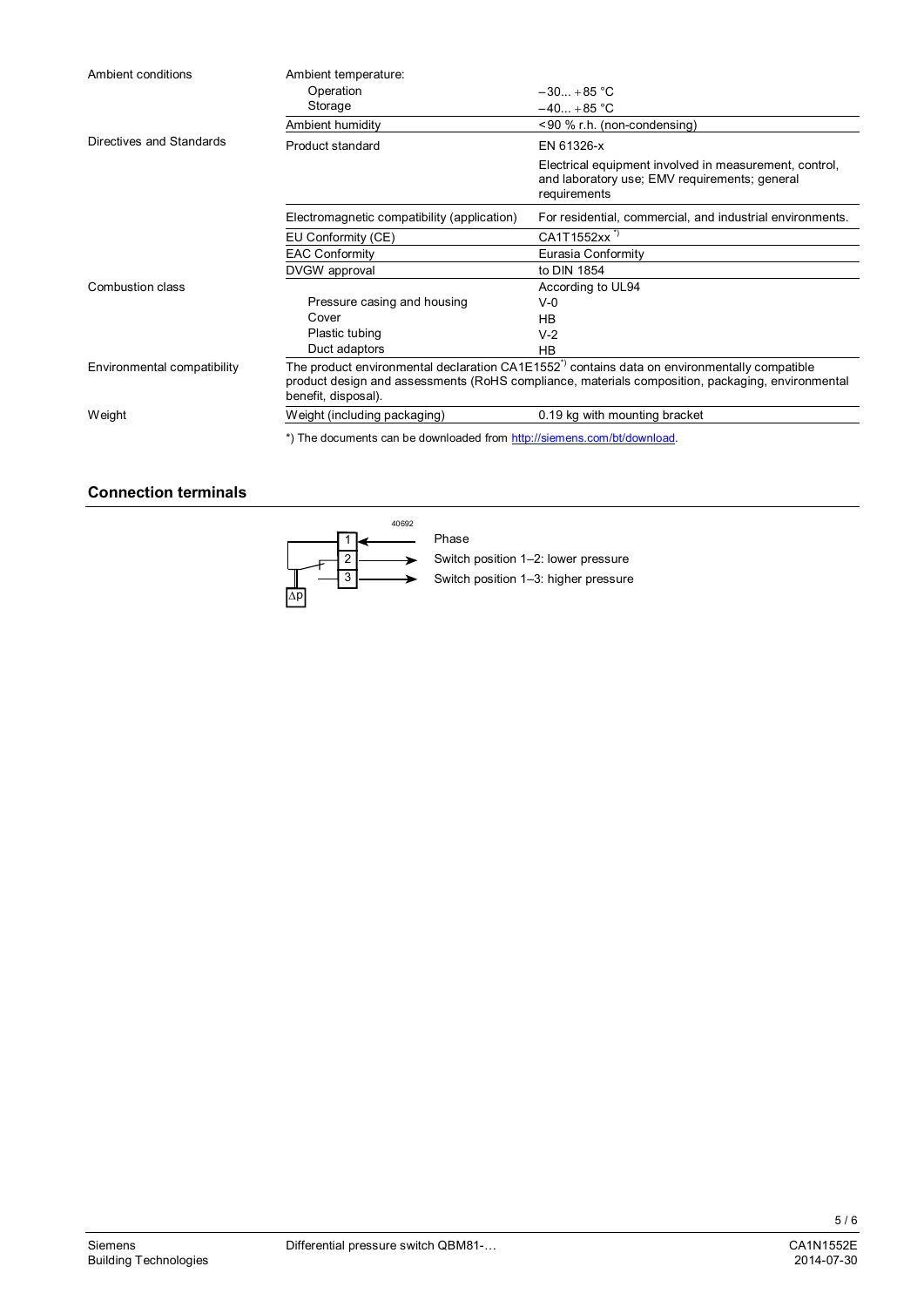| | | |
|---|---|---|
| Ambient conditions | Ambient temperature: | |
| | Operation | –30... +85 °C |
| | Storage | –40... +85 °C |
| | Ambient humidity | <90 % r.h. (non-condensing) |
| Directives and Standards | Product standard | EN 61326-x<br>Electrical equipment involved in measurement, control, and laboratory use; EMV requirements; general requirements |
| | Electromagnetic compatibility (application) | For residential, commercial, and industrial environments. |
| | EU Conformity (CE) | CA1T1552xx *) |
| | EAC Conformity | Eurasia Conformity |
| | DVGW approval | to DIN 1854 |
| Combustion class | | According to UL94 |
| | Pressure casing and housing | V-0 |
| | Cover | HB |
| | Plastic tubing | V-2 |
| | Duct adaptors | HB |
| Environmental compatibility | The product environmental declaration CA1E1552*) contains data on environmentally compatible product design and assessments (RoHS compliance, materials composition, packaging, environmental benefit, disposal). | |
| Weight | Weight (including packaging) | 0.19 kg with mounting bracket |

*) The documents can be downloaded from http://siemens.com/bt/download.

## Connection terminals

40692

| Terminal | Function |
|---|---|
| 1 | Phase |
| 2 | Switch position 1–2: lower pressure |
| 3 | Switch position 1–3: higher pressure |

Δp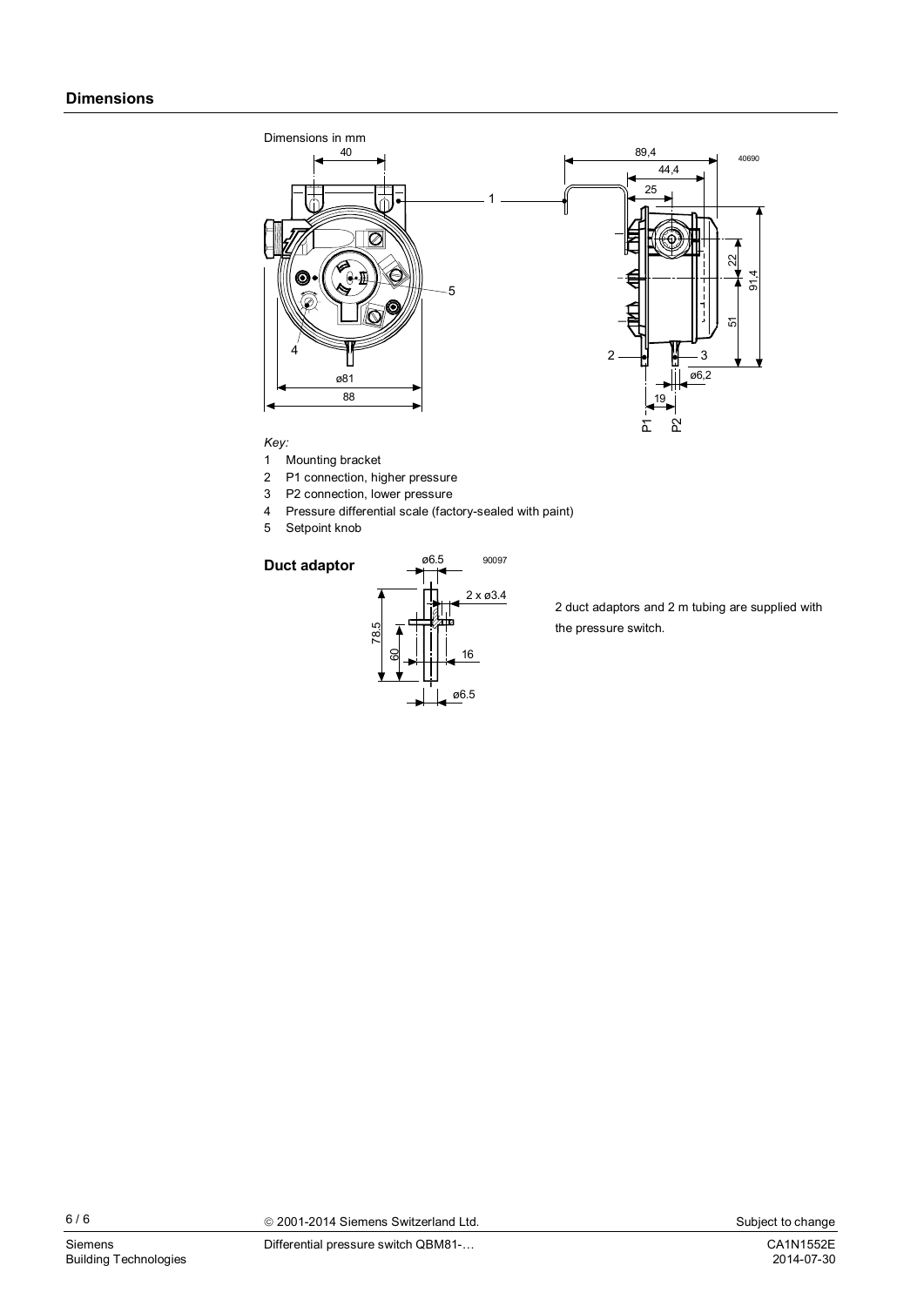## Dimensions

Dimensions in mm

40

89,4

44,4

25

40690

22

91,4

51

ø6,2

19

ø81

88

P1

P2

*Key:*

1 Mounting bracket
2 P1 connection, higher pressure
3 P2 connection, lower pressure
4 Pressure differential scale (factory-sealed with paint)
5 Setpoint knob

### Duct adaptor

ø6.5

90097

2 x ø3.4

78.5

60

16

ø6.5

2 duct adaptors and 2 m tubing are supplied with the pressure switch.